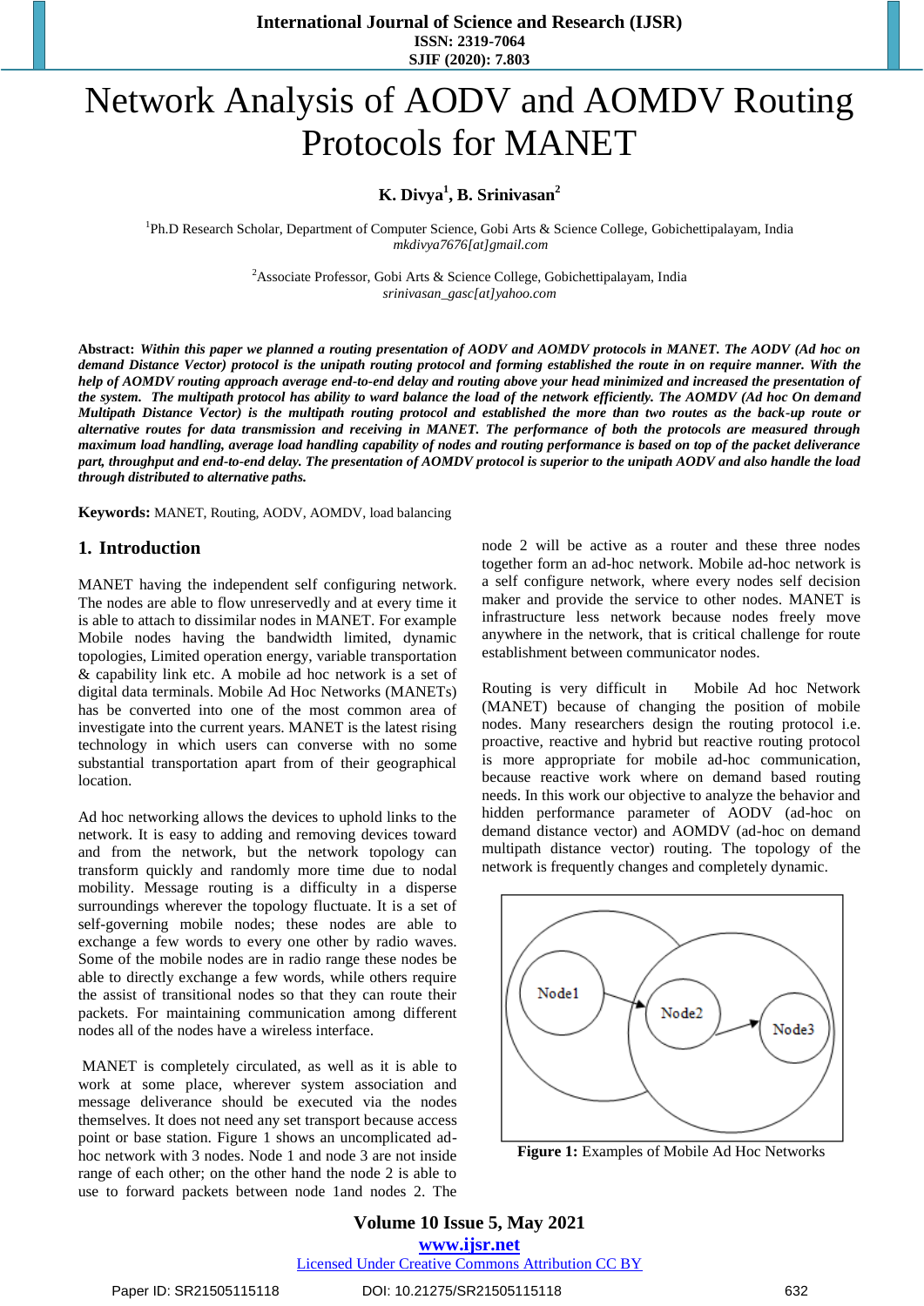# Network Analysis of AODV and AOMDV Routing Protocols for MANET

**K. Divya[1], B. Srinivasan[2]**

[1]Ph.D Research Scholar, Department of Computer Science, Gobi Arts & Science College, Gobichettipalayam, India
*mkdivya7676[at]gmail.com*

[2]Associate Professor, Gobi Arts & Science College, Gobichettipalayam, India
*srinivasan_gasc[at]yahoo.com*

**Abstract:** ***Within this paper we planned a routing presentation of AODV and AOMDV protocols in MANET. The AODV (Ad hoc on demand Distance Vector) protocol is the unipath routing protocol and forming established the route in on require manner. With the help of AOMDV routing approach average end-to-end delay and routing above your head minimized and increased the presentation of the system. The multipath protocol has ability to ward balance the load of the network efficiently. The AOMDV (Ad hoc On demand Multipath Distance Vector) is the multipath routing protocol and established the more than two routes as the back-up route or alternative routes for data transmission and receiving in MANET. The performance of both the protocols are measured through maximum load handling, average load handling capability of nodes and routing performance is based on top of the packet deliverance part, throughput and end-to-end delay. The presentation of AOMDV protocol is superior to the unipath AODV and also handle the load through distributed to alternative paths.***

**Keywords:** MANET, Routing, AODV, AOMDV, load balancing

## 1. Introduction

MANET having the independent self configuring network. The nodes are able to flow unreservedly and at every time it is able to attach to dissimilar nodes in MANET. For example Mobile nodes having the bandwidth limited, dynamic topologies, Limited operation energy, variable transportation & capability link etc. A mobile ad hoc network is a set of digital data terminals. Mobile Ad Hoc Networks (MANETs) has be converted into one of the most common area of investigate into the current years. MANET is the latest rising technology in which users can converse with no some substantial transportation apart from of their geographical location.

Ad hoc networking allows the devices to uphold links to the network. It is easy to adding and removing devices toward and from the network, but the network topology can transform quickly and randomly more time due to nodal mobility. Message routing is a difficulty in a disperse surroundings wherever the topology fluctuate. It is a set of self-governing mobile nodes; these nodes are able to exchange a few words to every one other by radio waves. Some of the mobile nodes are in radio range these nodes be able to directly exchange a few words, while others require the assist of transitional nodes so that they can route their packets. For maintaining communication among different nodes all of the nodes have a wireless interface.

MANET is completely circulated, as well as it is able to work at some place, wherever system association and message deliverance should be executed via the nodes themselves. It does not need any set transport because access point or base station. Figure 1 shows an uncomplicated ad-hoc network with 3 nodes. Node 1 and node 3 are not inside range of each other; on the other hand the node 2 is able to use to forward packets between node 1and nodes 2. The node 2 will be active as a router and these three nodes together form an ad-hoc network. Mobile ad-hoc network is a self configure network, where every nodes self decision maker and provide the service to other nodes. MANET is infrastructure less network because network nodes freely move anywhere in the network, that is critical challenge for route establishment between communicator nodes.

Routing is very difficult in Mobile Ad hoc Network (MANET) because of changing the position of mobile nodes. Many researchers design the routing protocol i.e. proactive, reactive and hybrid but reactive routing protocol is more appropriate for mobile ad-hoc communication, because reactive work where on demand based routing needs. In this work our objective to analyze the behavior and hidden performance parameter of AODV (ad-hoc on demand distance vector) and AOMDV (ad-hoc on demand multipath distance vector) routing. The topology of the network is frequently changes and completely dynamic.

**Figure 1:** Examples of Mobile Ad Hoc Networks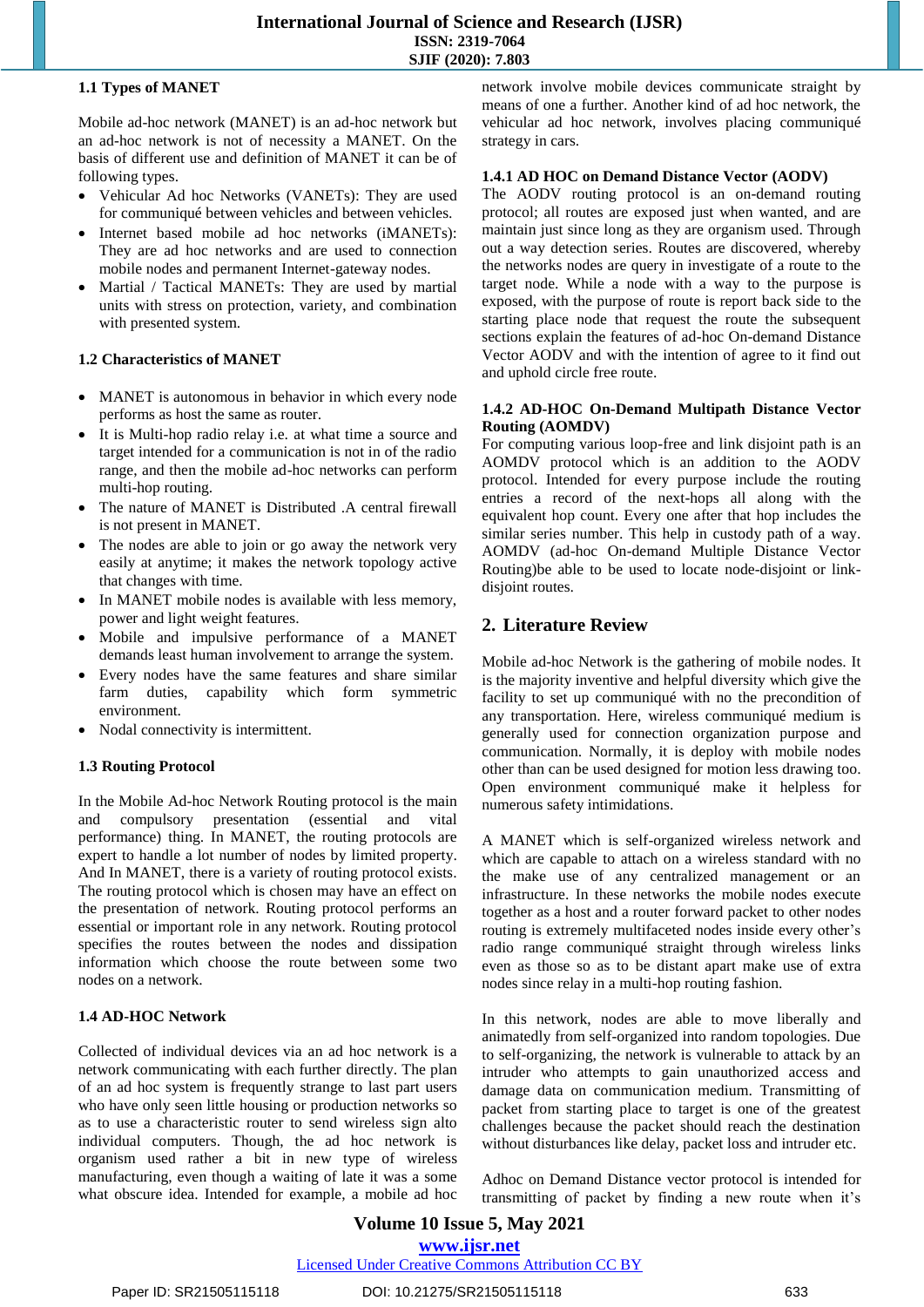### 1.1 Types of MANET

Mobile ad-hoc network (MANET) is an ad-hoc network but an ad-hoc network is not of necessity a MANET. On the basis of different use and definition of MANET it can be of following types.

- Vehicular Ad hoc Networks (VANETs): They are used for communiqué between vehicles and between vehicles.
- Internet based mobile ad hoc networks (iMANETs): They are ad hoc networks and are used to connection mobile nodes and permanent Internet-gateway nodes.
- Martial / Tactical MANETs: They are used by martial units with stress on protection, variety, and combination with presented system.

### 1.2 Characteristics of MANET

- MANET is autonomous in behavior in which every node performs as host the same as router.
- It is Multi-hop radio relay i.e. at what time a source and target intended for a communication is not in of the radio range, and then the mobile ad-hoc networks can perform multi-hop routing.
- The nature of MANET is Distributed .A central firewall is not present in MANET.
- The nodes are able to join or go away the network very easily at anytime; it makes the network topology active that changes with time.
- In MANET mobile nodes is available with less memory, power and light weight features.
- Mobile and impulsive performance of a MANET demands least human involvement to arrange the system.
- Every nodes have the same features and share similar farm duties, capability which form symmetric environment.
- Nodal connectivity is intermittent.

### 1.3 Routing Protocol

In the Mobile Ad-hoc Network Routing protocol is the main and compulsory presentation (essential and vital performance) thing. In MANET, the routing protocols are expert to handle a lot number of nodes by limited property. And In MANET, there is a variety of routing protocol exists. The routing protocol which is chosen may have an effect on the presentation of network. Routing protocol performs an essential or important role in any network. Routing protocol specifies the routes between the nodes and dissipation information which choose the route between some two nodes on a network.

### 1.4 AD-HOC Network

Collected of individual devices via an ad hoc network is a network communicating with each further directly. The plan of an ad hoc system is frequently strange to last part users who have only seen little housing or production networks so as to use a characteristic router to send wireless sign alto individual computers. Though, the ad hoc network is organism used rather a bit in new type of wireless manufacturing, even though a waiting of late it was a some what obscure idea. Intended for example, a mobile ad hoc network involve mobile devices communicate straight by means of one a further. Another kind of ad hoc network, the vehicular ad hoc network, involves placing communiqué strategy in cars.

#### 1.4.1 AD HOC on Demand Distance Vector (AODV)

The AODV routing protocol is an on-demand routing protocol; all routes are exposed just when wanted, and are maintain just since long as they are organism used. Through out a way detection series. Routes are discovered, whereby the networks nodes are query in investigate of a route to the target node. While a node with a way to the purpose is exposed, with the purpose of route is report back side to the starting place node that request the route the subsequent sections explain the features of ad-hoc On-demand Distance Vector AODV and with the intention of agree to it find out and uphold circle free route.

#### 1.4.2 AD-HOC On-Demand Multipath Distance Vector Routing (AOMDV)

For computing various loop-free and link disjoint path is an AOMDV protocol which is an addition to the AODV protocol. Intended for every purpose include the routing entries a record of the next-hops all along with the equivalent hop count. Every one after that hop includes the similar series number. This help in custody path of a way. AOMDV (ad-hoc On-demand Multiple Distance Vector Routing)be able to be used to locate node-disjoint or link-disjoint routes.

## 2. Literature Review

Mobile ad-hoc Network is the gathering of mobile nodes. It is the majority inventive and helpful diversity which give the facility to set up communiqué with no the precondition of any transportation. Here, wireless communiqué medium is generally used for connection organization purpose and communication. Normally, it is deploy with mobile nodes other than can be used designed for motion less drawing too. Open environment communiqué make it helpless for numerous safety intimidations.

A MANET which is self-organized wireless network and which are capable to attach on a wireless standard with no the make use of any centralized management or an infrastructure. In these networks the mobile nodes execute together as a host and a router forward packet to other nodes routing is extremely multifaceted nodes inside every other's radio range communiqué straight through wireless links even as those so as to be distant apart make use of extra nodes since relay in a multi-hop routing fashion.

In this network, nodes are able to move liberally and animatedly from self-organized into random topologies. Due to self-organizing, the network is vulnerable to attack by an intruder who attempts to gain unauthorized access and damage data on communication medium. Transmitting of packet from starting place to target is one of the greatest challenges because the packet should reach the destination without disturbances like delay, packet loss and intruder etc.

Adhoc on Demand Distance vector protocol is intended for transmitting of packet by finding a new route when it's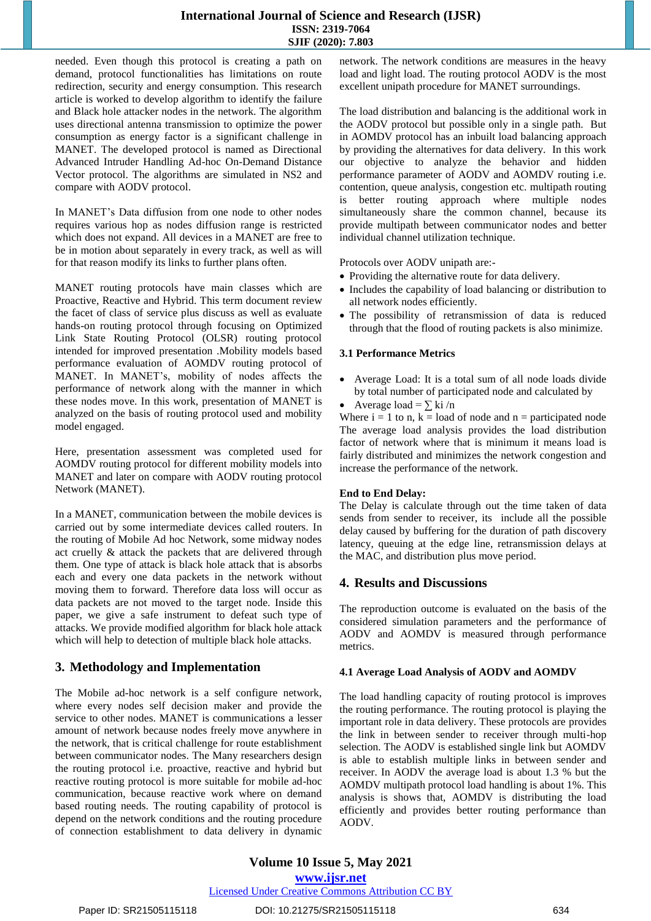needed. Even though this protocol is creating a path on demand, protocol functionalities has limitations on route redirection, security and energy consumption. This research article is worked to develop algorithm to identify the failure and Black hole attacker nodes in the network. The algorithm uses directional antenna transmission to optimize the power consumption as energy factor is a significant challenge in MANET. The developed protocol is named as Directional Advanced Intruder Handling Ad-hoc On-Demand Distance Vector protocol. The algorithms are simulated in NS2 and compare with AODV protocol.

In MANET's Data diffusion from one node to other nodes requires various hop as nodes diffusion range is restricted which does not expand. All devices in a MANET are free to be in motion about separately in every track, as well as will for that reason modify its links to further plans often.

MANET routing protocols have main classes which are Proactive, Reactive and Hybrid. This term document review the facet of class of service plus discuss as well as evaluate hands-on routing protocol through focusing on Optimized Link State Routing Protocol (OLSR) routing protocol intended for improved presentation .Mobility models based performance evaluation of AOMDV routing protocol of MANET. In MANET's, mobility of nodes affects the performance of network along with the manner in which these nodes move. In this work, presentation of MANET is analyzed on the basis of routing protocol used and mobility model engaged.

Here, presentation assessment was completed used for AOMDV routing protocol for different mobility models into MANET and later on compare with AODV routing protocol Network (MANET).

In a MANET, communication between the mobile devices is carried out by some intermediate devices called routers. In the routing of Mobile Ad hoc Network, some midway nodes act cruelly & attack the packets that are delivered through them. One type of attack is black hole attack that is absorbs each and every one data packets in the network without moving them to forward. Therefore data loss will occur as data packets are not moved to the target node. Inside this paper, we give a safe instrument to defeat such type of attacks. We provide modified algorithm for black hole attack which will help to detection of multiple black hole attacks.

## 3. Methodology and Implementation

The Mobile ad-hoc network is a self configure network, where every nodes self decision maker and provide the service to other nodes. MANET is communications a lesser amount of network because nodes freely move anywhere in the network, that is critical challenge for route establishment between communicator nodes. The Many researchers design the routing protocol i.e. proactive, reactive and hybrid but reactive routing protocol is more suitable for mobile ad-hoc communication, because reactive work where on demand based routing needs. The routing capability of protocol is depend on the network conditions and the routing procedure of connection establishment to data delivery in dynamic network. The network conditions are measures in the heavy load and light load. The routing protocol AODV is the most excellent unipath procedure for MANET surroundings.

The load distribution and balancing is the additional work in the AODV protocol but possible only in a single path. But in AOMDV protocol has an inbuilt load balancing approach by providing the alternatives for data delivery. In this work our objective to analyze the behavior and hidden performance parameter of AODV and AOMDV routing i.e. contention, queue analysis, congestion etc. multipath routing is better routing approach where multiple nodes simultaneously share the common channel, because its provide multipath between communicator nodes and better individual channel utilization technique.

Protocols over AODV unipath are:-

- Providing the alternative route for data delivery.
- Includes the capability of load balancing or distribution to all network nodes efficiently.
- The possibility of retransmission of data is reduced through that the flood of routing packets is also minimize.

### 3.1 Performance Metrics

- Average Load: It is a total sum of all node loads divide by total number of participated node and calculated by
- Average load = $\sum$ ki /n

Where i = 1 to n, k = load of node and n = participated node

The average load analysis provides the load distribution factor of network where that is minimum it means load is fairly distributed and minimizes the network congestion and increase the performance of the network.

**End to End Delay:**

The Delay is calculate through out the time taken of data sends from sender to receiver, its include all the possible delay caused by buffering for the duration of path discovery latency, queuing at the edge line, retransmission delays at the MAC, and distribution plus move period.

## 4. Results and Discussions

The reproduction outcome is evaluated on the basis of the considered simulation parameters and the performance of AODV and AOMDV is measured through performance metrics.

### 4.1 Average Load Analysis of AODV and AOMDV

The load handling capacity of routing protocol is improves the routing performance. The routing protocol is playing the important role in data delivery. These protocols are provides the link in between sender to receiver through multi-hop selection. The AODV is established single link but AOMDV is able to establish multiple links in between sender and receiver. In AODV the average load is about 1.3 % but the AOMDV multipath protocol load handling is about 1%. This analysis is shows that, AOMDV is distributing the load efficiently and provides better routing performance than AODV.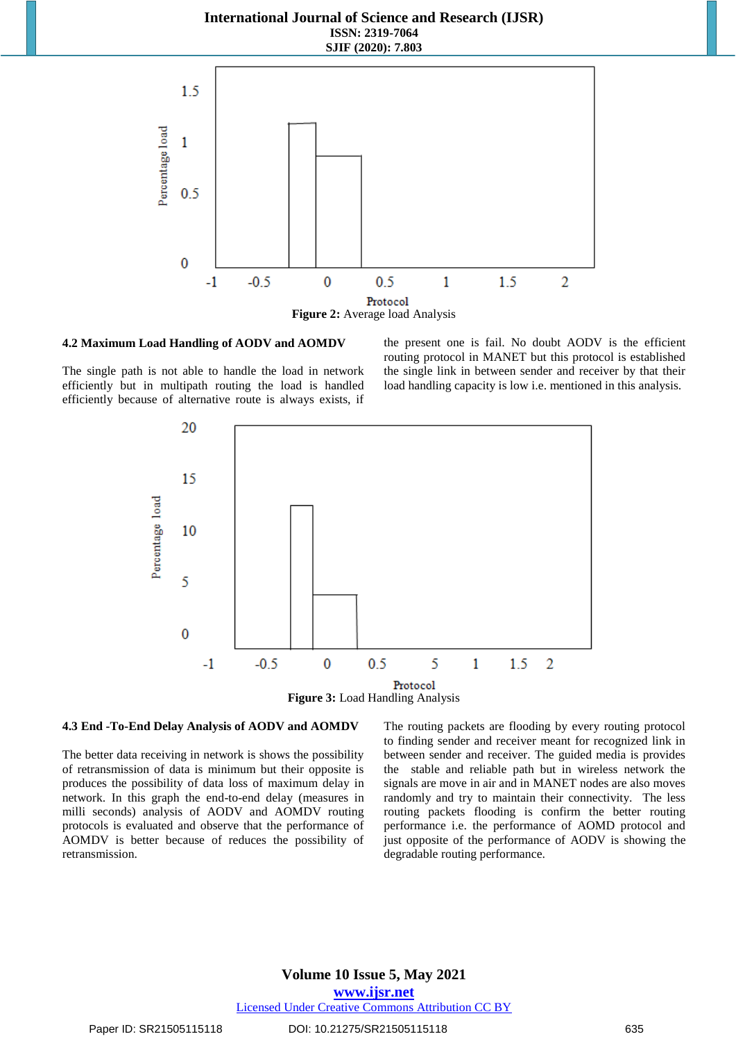Figure 2: Average load Analysis

### 4.2 Maximum Load Handling of AODV and AOMDV

The single path is not able to handle the load in network efficiently but in multipath routing the load is handled efficiently because of alternative route is always exists, if the present one is fail. No doubt AODV is the efficient routing protocol in MANET but this protocol is established the single link in between sender and receiver by that their load handling capacity is low i.e. mentioned in this analysis.

Figure 3: Load Handling Analysis

### 4.3 End -To-End Delay Analysis of AODV and AOMDV

The better data receiving in network is shows the possibility of retransmission of data is minimum but their opposite is produces the possibility of data loss of maximum delay in network. In this graph the end-to-end delay (measures in milli seconds) analysis of AODV and AOMDV routing protocols is evaluated and observe that the performance of AOMDV is better because of reduces the possibility of retransmission.

The routing packets are flooding by every routing protocol to finding sender and receiver meant for recognized link in between sender and receiver. The guided media is provides the stable and reliable path but in wireless network the signals are move in air and in MANET nodes are also moves randomly and try to maintain their connectivity. The less routing packets flooding is confirm the better routing performance i.e. the performance of AOMD protocol and just opposite of the performance of AODV is showing the degradable routing performance.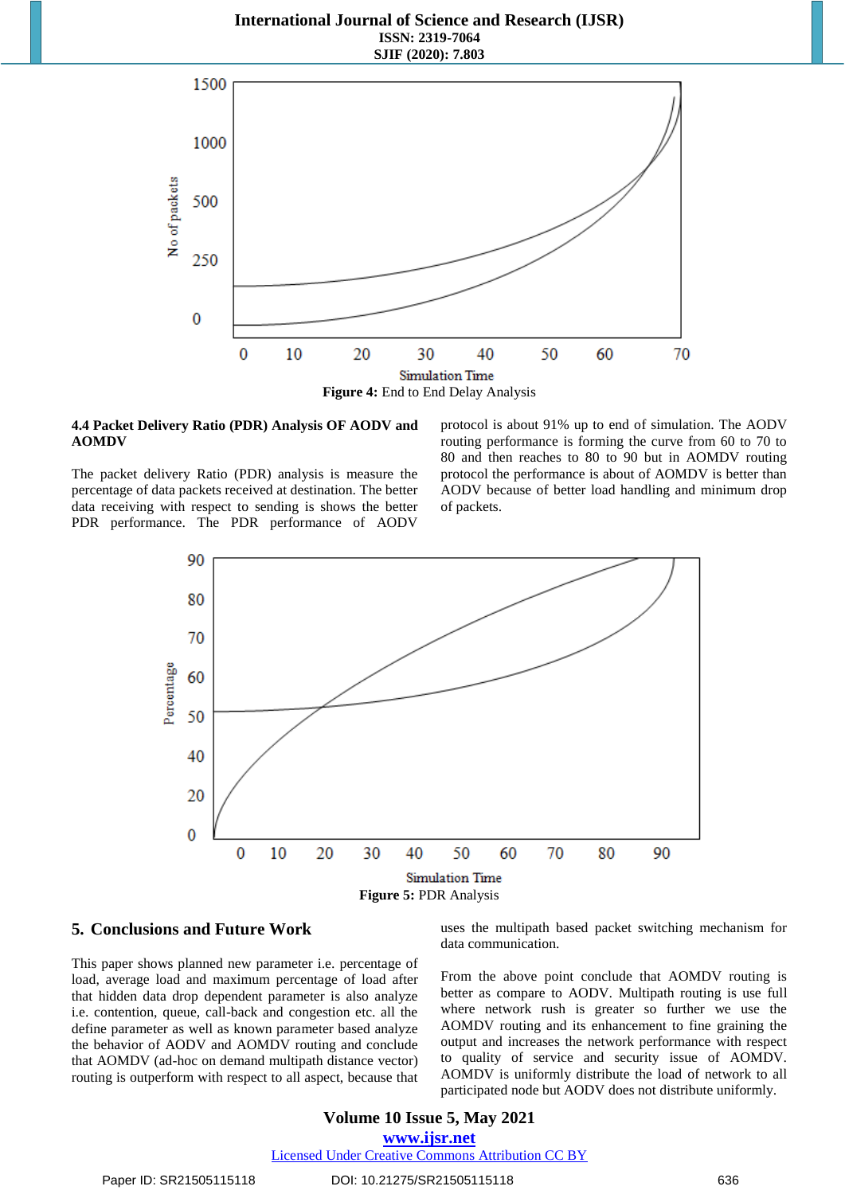Figure 4: End to End Delay Analysis

### 4.4 Packet Delivery Ratio (PDR) Analysis OF AODV and AOMDV

The packet delivery Ratio (PDR) analysis is measure the percentage of data packets received at destination. The better data receiving with respect to sending is shows the better PDR performance. The PDR performance of AODV protocol is about 91% up to end of simulation. The AODV routing performance is forming the curve from 60 to 70 to 80 and then reaches to 80 to 90 but in AOMDV routing protocol the performance is about of AOMDV is better than AODV because of better load handling and minimum drop of packets.

Figure 5: PDR Analysis

## 5. Conclusions and Future Work

This paper shows planned new parameter i.e. percentage of load, average load and maximum percentage of load after that hidden data drop dependent parameter is also analyze i.e. contention, queue, call-back and congestion etc. all the define parameter as well as known parameter based analyze the behavior of AODV and AOMDV routing and conclude that AOMDV (ad-hoc on demand multipath distance vector) routing is outperform with respect to all aspect, because that uses the multipath based packet switching mechanism for data communication.

From the above point conclude that AOMDV routing is better as compare to AODV. Multipath routing is use full where network rush is greater so further we use the AOMDV routing and its enhancement to fine graining the output and increases the network performance with respect to quality of service and security issue of AOMDV. AOMDV is uniformly distribute the load of network to all participated node but AODV does not distribute uniformly.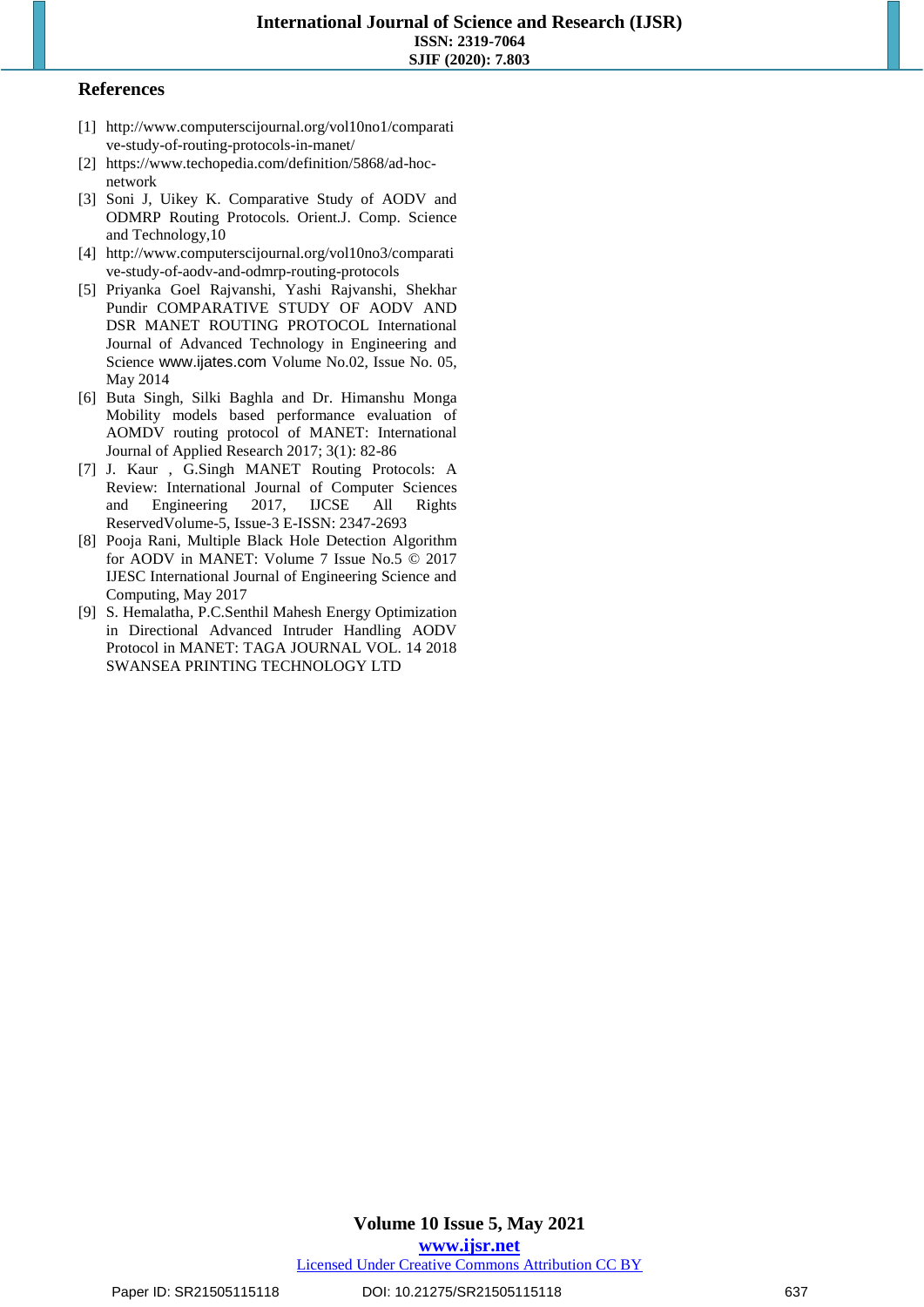## References

[1] http://www.computerscijournal.org/vol10no1/comparative-study-of-routing-protocols-in-manet/

[2] https://www.techopedia.com/definition/5868/ad-hoc-network

[3] Soni J, Uikey K. Comparative Study of AODV and ODMRP Routing Protocols. Orient.J. Comp. Science and Technology,10

[4] http://www.computerscijournal.org/vol10no3/comparative-study-of-aodv-and-odmrp-routing-protocols

[5] Priyanka Goel Rajvanshi, Yashi Rajvanshi, Shekhar Pundir COMPARATIVE STUDY OF AODV AND DSR MANET ROUTING PROTOCOL International Journal of Advanced Technology in Engineering and Science www.ijates.com Volume No.02, Issue No. 05, May 2014

[6] Buta Singh, Silki Baghla and Dr. Himanshu Monga Mobility models based performance evaluation of AOMDV routing protocol of MANET: International Journal of Applied Research 2017; 3(1): 82-86

[7] J. Kaur , G.Singh MANET Routing Protocols: A Review: International Journal of Computer Sciences and Engineering 2017, IJCSE All Rights ReservedVolume-5, Issue-3 E-ISSN: 2347-2693

[8] Pooja Rani, Multiple Black Hole Detection Algorithm for AODV in MANET: Volume 7 Issue No.5 © 2017 IJESC International Journal of Engineering Science and Computing, May 2017

[9] S. Hemalatha, P.C.Senthil Mahesh Energy Optimization in Directional Advanced Intruder Handling AODV Protocol in MANET: TAGA JOURNAL VOL. 14 2018 SWANSEA PRINTING TECHNOLOGY LTD